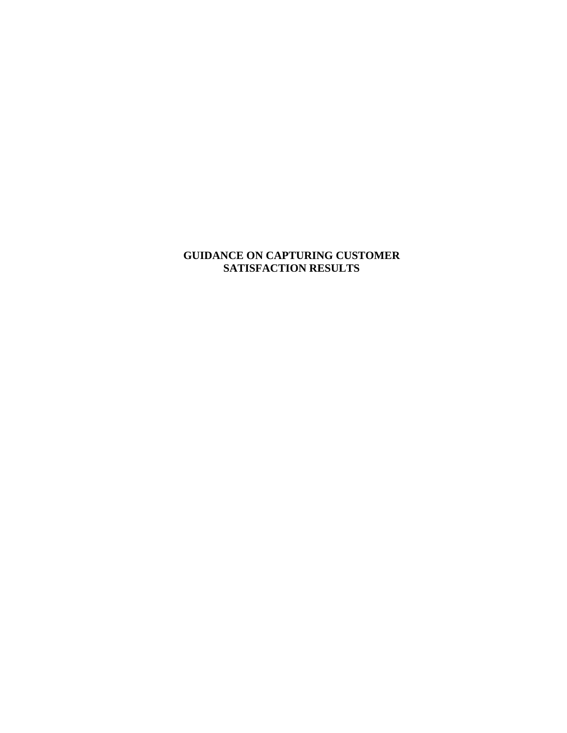# GUIDANCE ON CAPTURING CUSTOMER SATISFACTION RESULTS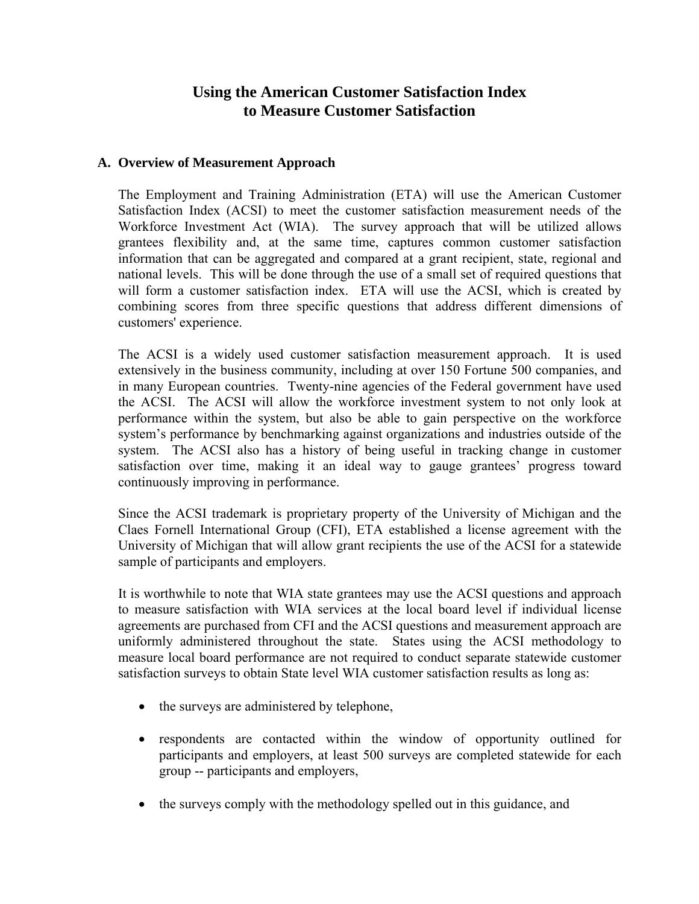# Using the American Customer Satisfaction Index to Measure Customer Satisfaction

## A. Overview of Measurement Approach

The Employment and Training Administration (ETA) will use the American Customer Satisfaction Index (ACSI) to meet the customer satisfaction measurement needs of the Workforce Investment Act (WIA). The survey approach that will be utilized allows grantees flexibility and, at the same time, captures common customer satisfaction information that can be aggregated and compared at a grant recipient, state, regional and national levels. This will be done through the use of a small set of required questions that will form a customer satisfaction index. ETA will use the ACSI, which is created by combining scores from three specific questions that address different dimensions of customers' experience.

The ACSI is a widely used customer satisfaction measurement approach. It is used extensively in the business community, including at over 150 Fortune 500 companies, and in many European countries. Twenty-nine agencies of the Federal government have used the ACSI. The ACSI will allow the workforce investment system to not only look at performance within the system, but also be able to gain perspective on the workforce system's performance by benchmarking against organizations and industries outside of the system. The ACSI also has a history of being useful in tracking change in customer satisfaction over time, making it an ideal way to gauge grantees' progress toward continuously improving in performance.

Since the ACSI trademark is proprietary property of the University of Michigan and the Claes Fornell International Group (CFI), ETA established a license agreement with the University of Michigan that will allow grant recipients the use of the ACSI for a statewide sample of participants and employers.

It is worthwhile to note that WIA state grantees may use the ACSI questions and approach to measure satisfaction with WIA services at the local board level if individual license agreements are purchased from CFI and the ACSI questions and measurement approach are uniformly administered throughout the state. States using the ACSI methodology to measure local board performance are not required to conduct separate statewide customer satisfaction surveys to obtain State level WIA customer satisfaction results as long as:

- the surveys are administered by telephone,
- respondents are contacted within the window of opportunity outlined for participants and employers, at least 500 surveys are completed statewide for each group -- participants and employers,
- the surveys comply with the methodology spelled out in this guidance, and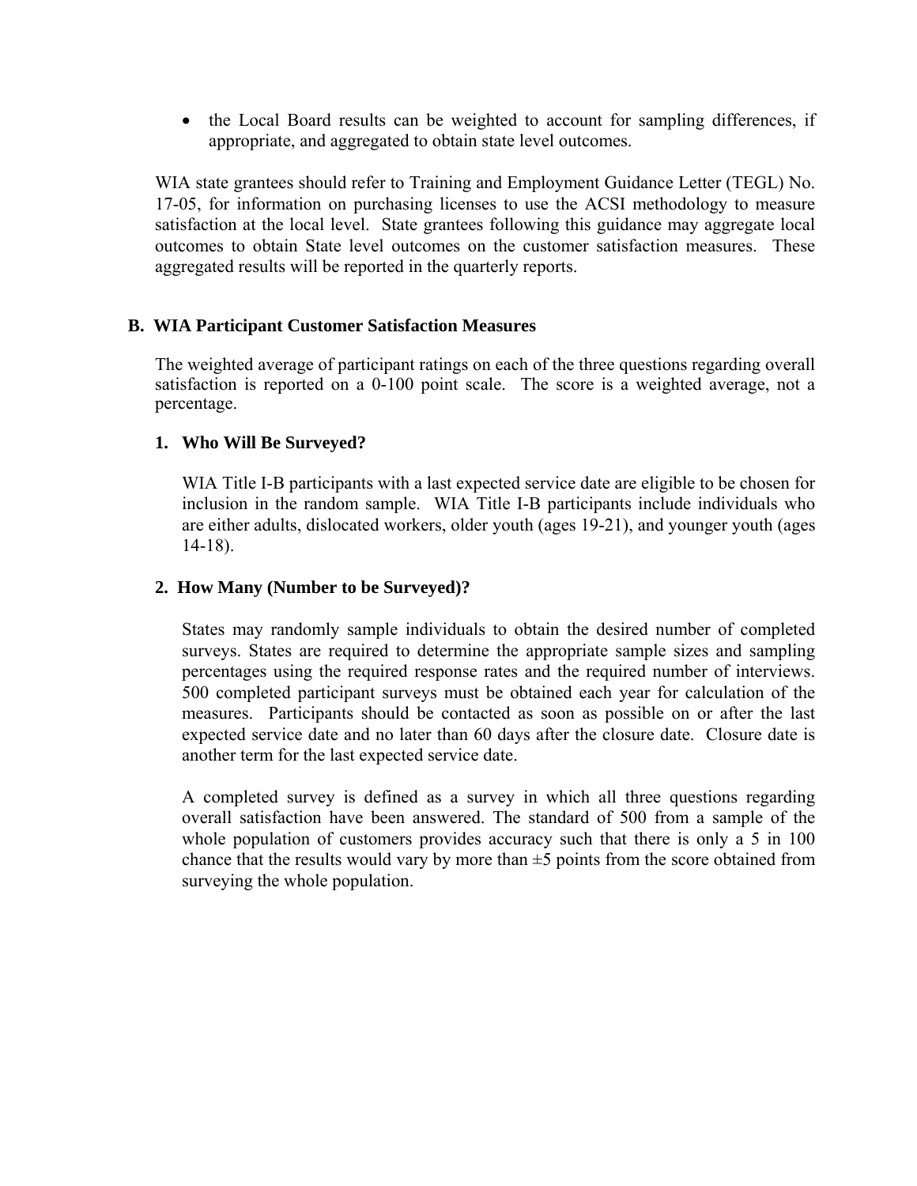- the Local Board results can be weighted to account for sampling differences, if appropriate, and aggregated to obtain state level outcomes.

WIA state grantees should refer to Training and Employment Guidance Letter (TEGL) No. 17-05, for information on purchasing licenses to use the ACSI methodology to measure satisfaction at the local level. State grantees following this guidance may aggregate local outcomes to obtain State level outcomes on the customer satisfaction measures. These aggregated results will be reported in the quarterly reports.

## B. WIA Participant Customer Satisfaction Measures

The weighted average of participant ratings on each of the three questions regarding overall satisfaction is reported on a 0-100 point scale. The score is a weighted average, not a percentage.

### 1. Who Will Be Surveyed?

WIA Title I-B participants with a last expected service date are eligible to be chosen for inclusion in the random sample. WIA Title I-B participants include individuals who are either adults, dislocated workers, older youth (ages 19-21), and younger youth (ages 14-18).

### 2. How Many (Number to be Surveyed)?

States may randomly sample individuals to obtain the desired number of completed surveys. States are required to determine the appropriate sample sizes and sampling percentages using the required response rates and the required number of interviews. 500 completed participant surveys must be obtained each year for calculation of the measures. Participants should be contacted as soon as possible on or after the last expected service date and no later than 60 days after the closure date. Closure date is another term for the last expected service date.

A completed survey is defined as a survey in which all three questions regarding overall satisfaction have been answered. The standard of 500 from a sample of the whole population of customers provides accuracy such that there is only a 5 in 100 chance that the results would vary by more than ±5 points from the score obtained from surveying the whole population.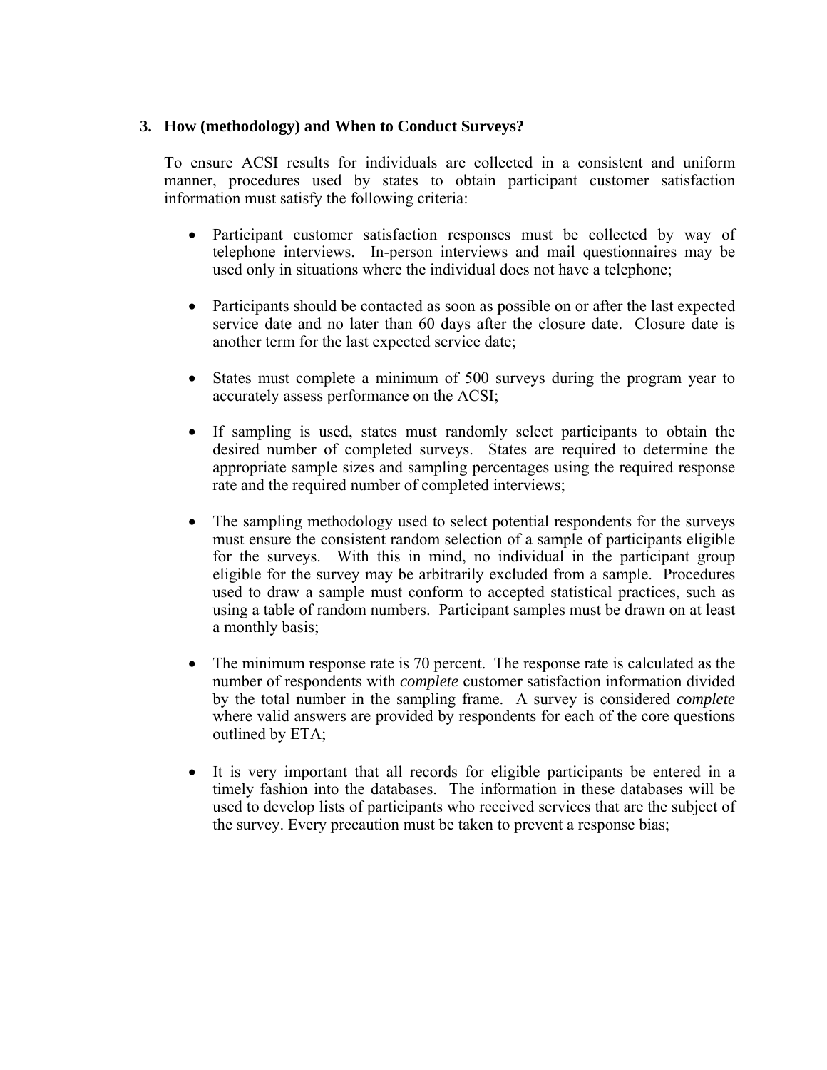### 3. How (methodology) and When to Conduct Surveys?

To ensure ACSI results for individuals are collected in a consistent and uniform manner, procedures used by states to obtain participant customer satisfaction information must satisfy the following criteria:

- Participant customer satisfaction responses must be collected by way of telephone interviews. In-person interviews and mail questionnaires may be used only in situations where the individual does not have a telephone;

- Participants should be contacted as soon as possible on or after the last expected service date and no later than 60 days after the closure date. Closure date is another term for the last expected service date;

- States must complete a minimum of 500 surveys during the program year to accurately assess performance on the ACSI;

- If sampling is used, states must randomly select participants to obtain the desired number of completed surveys. States are required to determine the appropriate sample sizes and sampling percentages using the required response rate and the required number of completed interviews;

- The sampling methodology used to select potential respondents for the surveys must ensure the consistent random selection of a sample of participants eligible for the surveys. With this in mind, no individual in the participant group eligible for the survey may be arbitrarily excluded from a sample. Procedures used to draw a sample must conform to accepted statistical practices, such as using a table of random numbers. Participant samples must be drawn on at least a monthly basis;

- The minimum response rate is 70 percent. The response rate is calculated as the number of respondents with *complete* customer satisfaction information divided by the total number in the sampling frame. A survey is considered *complete* where valid answers are provided by respondents for each of the core questions outlined by ETA;

- It is very important that all records for eligible participants be entered in a timely fashion into the databases. The information in these databases will be used to develop lists of participants who received services that are the subject of the survey. Every precaution must be taken to prevent a response bias;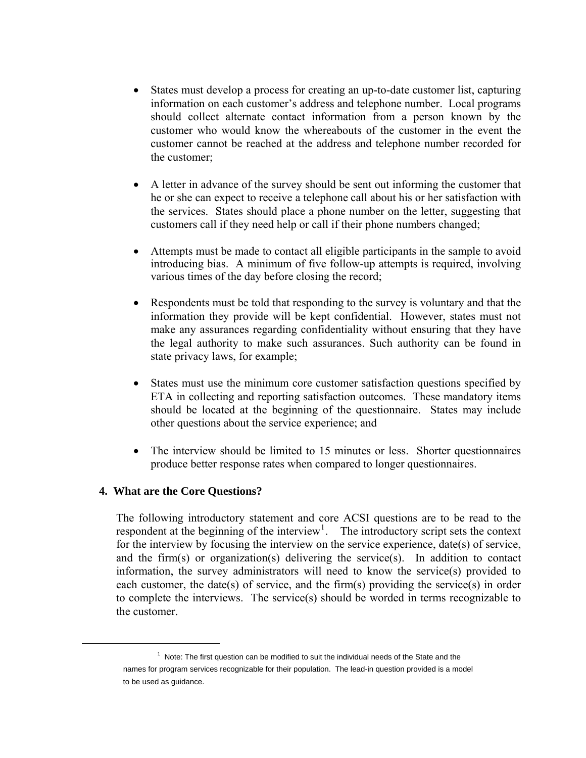- States must develop a process for creating an up-to-date customer list, capturing information on each customer's address and telephone number. Local programs should collect alternate contact information from a person known by the customer who would know the whereabouts of the customer in the event the customer cannot be reached at the address and telephone number recorded for the customer;

- A letter in advance of the survey should be sent out informing the customer that he or she can expect to receive a telephone call about his or her satisfaction with the services. States should place a phone number on the letter, suggesting that customers call if they need help or call if their phone numbers changed;

- Attempts must be made to contact all eligible participants in the sample to avoid introducing bias. A minimum of five follow-up attempts is required, involving various times of the day before closing the record;

- Respondents must be told that responding to the survey is voluntary and that the information they provide will be kept confidential. However, states must not make any assurances regarding confidentiality without ensuring that they have the legal authority to make such assurances. Such authority can be found in state privacy laws, for example;

- States must use the minimum core customer satisfaction questions specified by ETA in collecting and reporting satisfaction outcomes. These mandatory items should be located at the beginning of the questionnaire. States may include other questions about the service experience; and

- The interview should be limited to 15 minutes or less. Shorter questionnaires produce better response rates when compared to longer questionnaires.

## 4. What are the Core Questions?

The following introductory statement and core ACSI questions are to be read to the respondent at the beginning of the interview[1]. The introductory script sets the context for the interview by focusing the interview on the service experience, date(s) of service, and the firm(s) or organization(s) delivering the service(s). In addition to contact information, the survey administrators will need to know the service(s) provided to each customer, the date(s) of service, and the firm(s) providing the service(s) in order to complete the interviews. The service(s) should be worded in terms recognizable to the customer.

---

[1] Note: The first question can be modified to suit the individual needs of the State and the names for program services recognizable for their population. The lead-in question provided is a model to be used as guidance.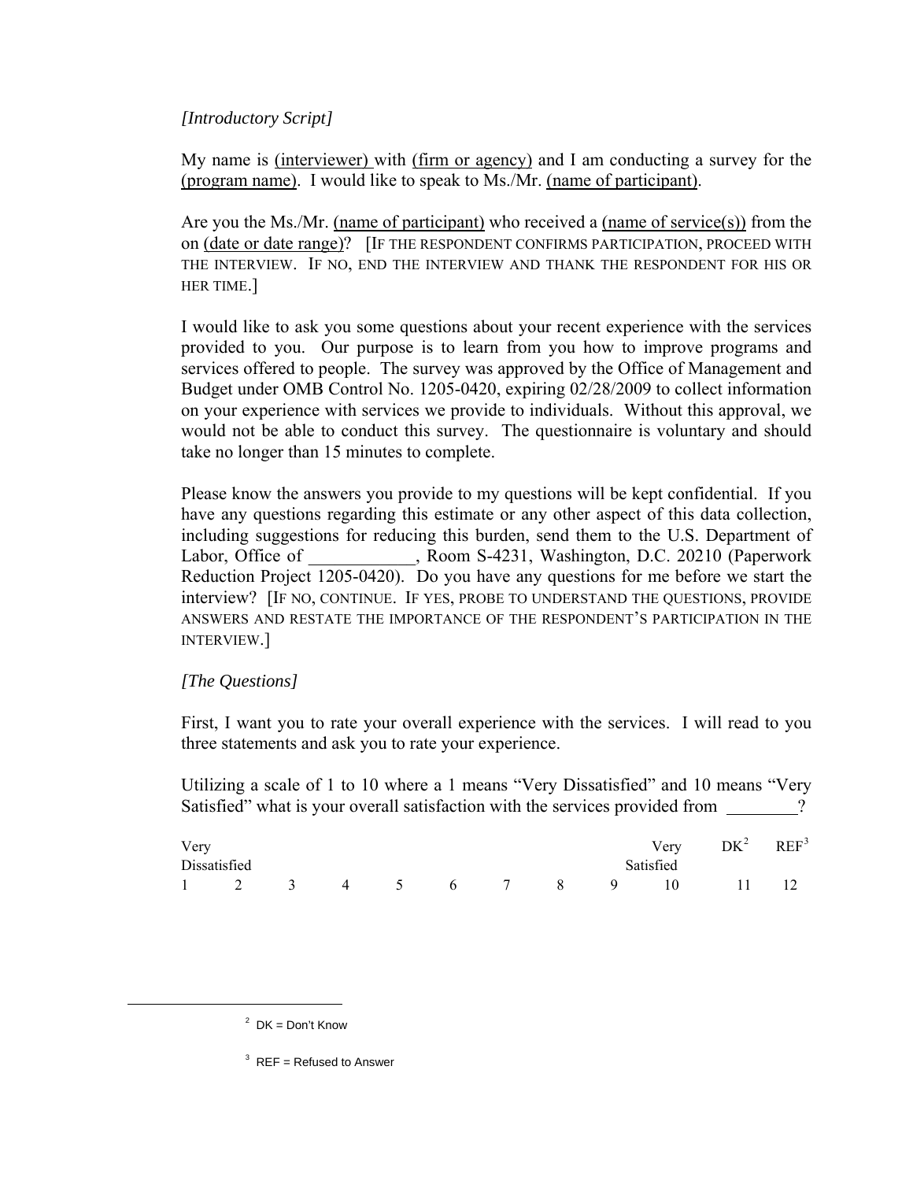*[Introductory Script]*

My name is (interviewer) with (firm or agency) and I am conducting a survey for the (program name). I would like to speak to Ms./Mr. (name of participant).

Are you the Ms./Mr. (name of participant) who received a (name of service(s)) from the on (date or date range)? [IF THE RESPONDENT CONFIRMS PARTICIPATION, PROCEED WITH THE INTERVIEW. IF NO, END THE INTERVIEW AND THANK THE RESPONDENT FOR HIS OR HER TIME.]

I would like to ask you some questions about your recent experience with the services provided to you. Our purpose is to learn from you how to improve programs and services offered to people. The survey was approved by the Office of Management and Budget under OMB Control No. 1205-0420, expiring 02/28/2009 to collect information on your experience with services we provide to individuals. Without this approval, we would not be able to conduct this survey. The questionnaire is voluntary and should take no longer than 15 minutes to complete.

Please know the answers you provide to my questions will be kept confidential. If you have any questions regarding this estimate or any other aspect of this data collection, including suggestions for reducing this burden, send them to the U.S. Department of Labor, Office of ____________, Room S-4231, Washington, D.C. 20210 (Paperwork Reduction Project 1205-0420). Do you have any questions for me before we start the interview? [IF NO, CONTINUE. IF YES, PROBE TO UNDERSTAND THE QUESTIONS, PROVIDE ANSWERS AND RESTATE THE IMPORTANCE OF THE RESPONDENT'S PARTICIPATION IN THE INTERVIEW.]

*[The Questions]*

First, I want you to rate your overall experience with the services. I will read to you three statements and ask you to rate your experience.

Utilizing a scale of 1 to 10 where a 1 means "Very Dissatisfied" and 10 means "Very Satisfied" what is your overall satisfaction with the services provided from ________?

| Very Dissatisfied | | | | | | | | | Very Satisfied | DK[2] | REF[3] |
|---|---|---|---|---|---|---|---|---|---|---|---|
| 1 | 2 | 3 | 4 | 5 | 6 | 7 | 8 | 9 | 10 | 11 | 12 |

[2] DK = Don't Know

[3] REF = Refused to Answer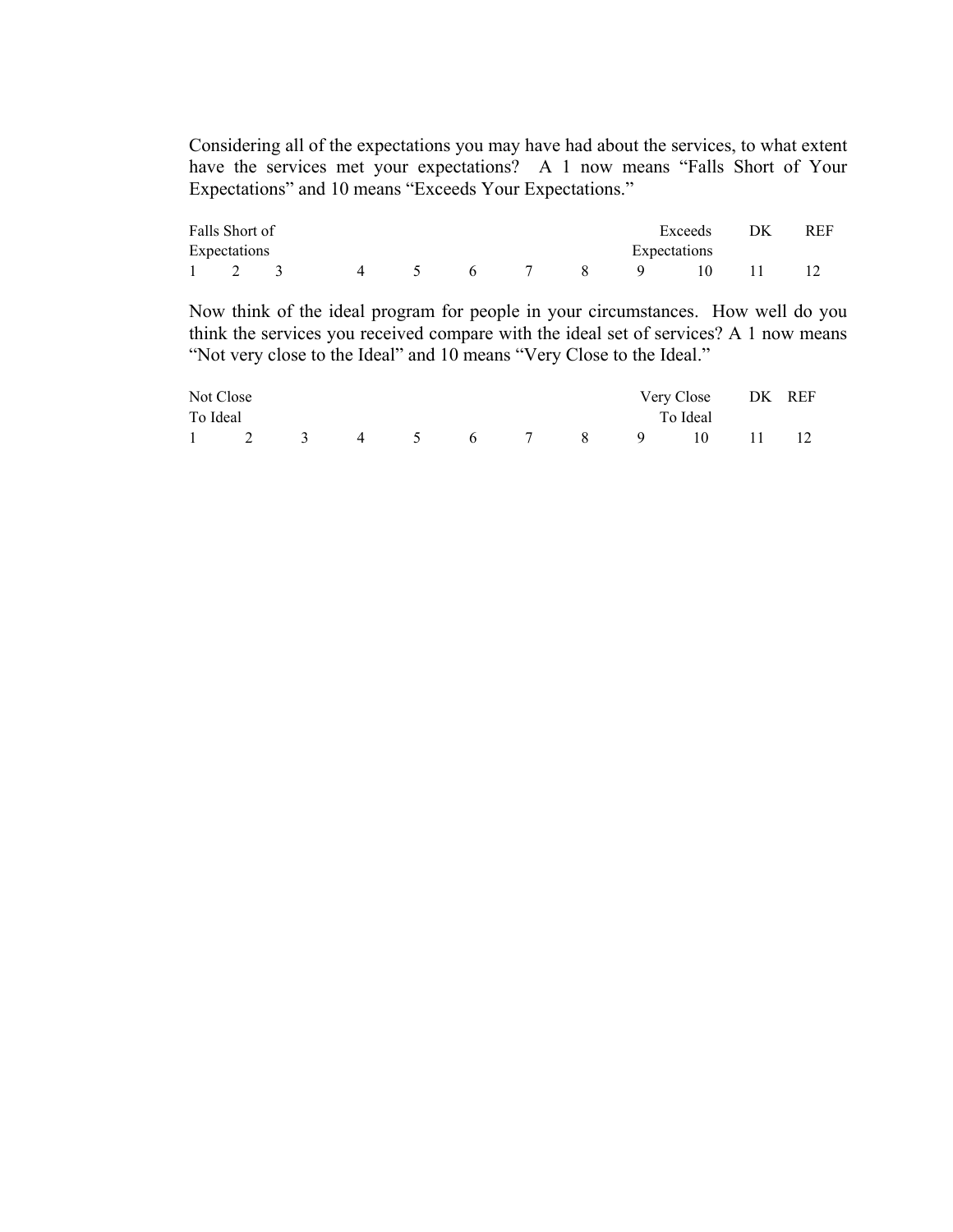Considering all of the expectations you may have had about the services, to what extent have the services met your expectations? A 1 now means "Falls Short of Your Expectations" and 10 means "Exceeds Your Expectations."

| Falls Short of Expectations | | | | | | | | | Exceeds Expectations | DK | REF |
|---|---|---|---|---|---|---|---|---|---|---|---|
| 1 | 2 | 3 | 4 | 5 | 6 | 7 | 8 | 9 | 10 | 11 | 12 |

Now think of the ideal program for people in your circumstances. How well do you think the services you received compare with the ideal set of services? A 1 now means "Not very close to the Ideal" and 10 means "Very Close to the Ideal."

| Not Close To Ideal | | | | | | | | | Very Close To Ideal | DK | REF |
|---|---|---|---|---|---|---|---|---|---|---|---|
| 1 | 2 | 3 | 4 | 5 | 6 | 7 | 8 | 9 | 10 | 11 | 12 |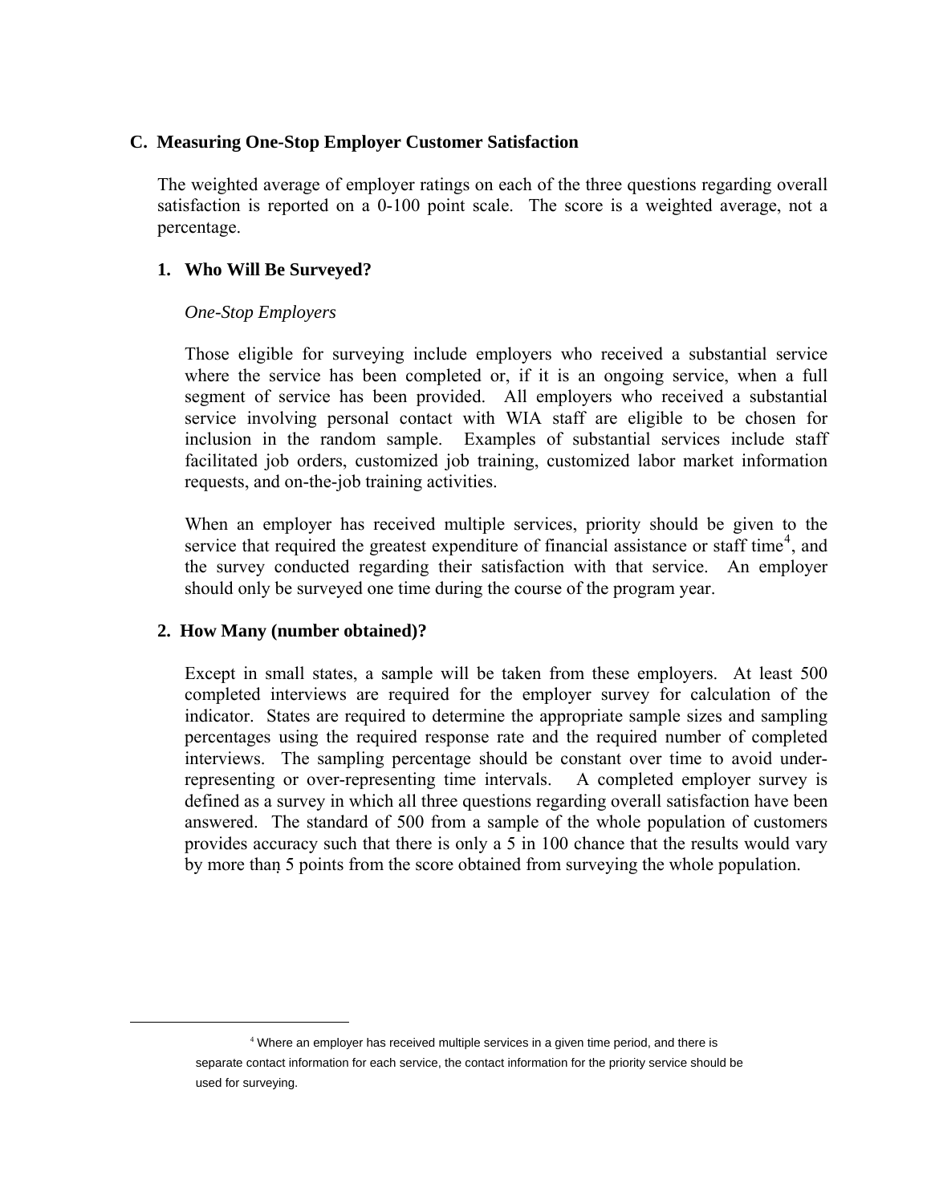## C. Measuring One-Stop Employer Customer Satisfaction

The weighted average of employer ratings on each of the three questions regarding overall satisfaction is reported on a 0-100 point scale. The score is a weighted average, not a percentage.

### 1. Who Will Be Surveyed?

*One-Stop Employers*

Those eligible for surveying include employers who received a substantial service where the service has been completed or, if it is an ongoing service, when a full segment of service has been provided. All employers who received a substantial service involving personal contact with WIA staff are eligible to be chosen for inclusion in the random sample. Examples of substantial services include staff facilitated job orders, customized job training, customized labor market information requests, and on-the-job training activities.

When an employer has received multiple services, priority should be given to the service that required the greatest expenditure of financial assistance or staff time[4], and the survey conducted regarding their satisfaction with that service. An employer should only be surveyed one time during the course of the program year.

### 2. How Many (number obtained)?

Except in small states, a sample will be taken from these employers. At least 500 completed interviews are required for the employer survey for calculation of the indicator. States are required to determine the appropriate sample sizes and sampling percentages using the required response rate and the required number of completed interviews. The sampling percentage should be constant over time to avoid under-representing or over-representing time intervals. A completed employer survey is defined as a survey in which all three questions regarding overall satisfaction have been answered. The standard of 500 from a sample of the whole population of customers provides accuracy such that there is only a 5 in 100 chance that the results would vary by more than 5 points from the score obtained from surveying the whole population.

---

[4] Where an employer has received multiple services in a given time period, and there is separate contact information for each service, the contact information for the priority service should be used for surveying.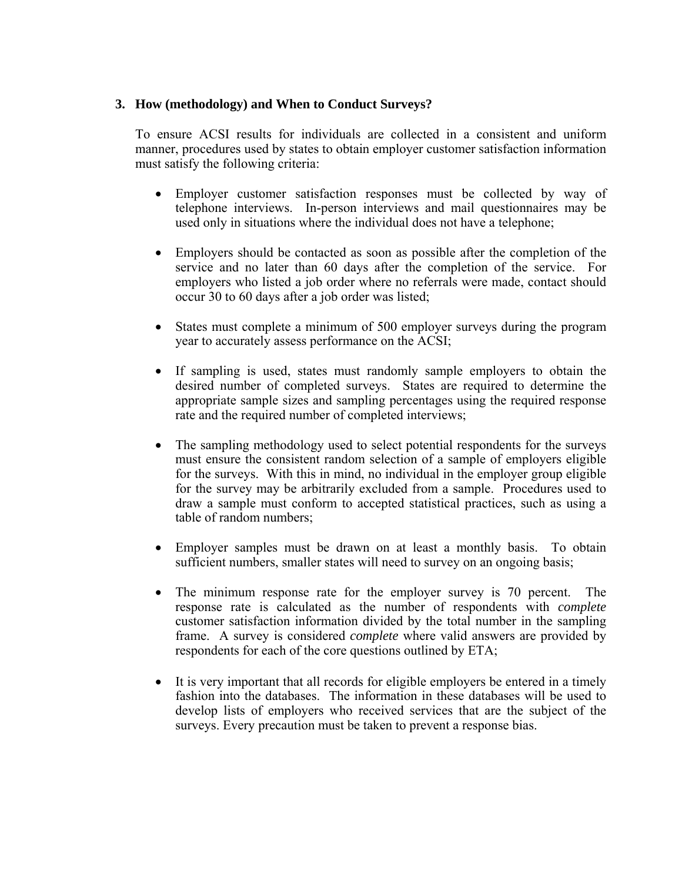### 3. How (methodology) and When to Conduct Surveys?

To ensure ACSI results for individuals are collected in a consistent and uniform manner, procedures used by states to obtain employer customer satisfaction information must satisfy the following criteria:

- Employer customer satisfaction responses must be collected by way of telephone interviews. In-person interviews and mail questionnaires may be used only in situations where the individual does not have a telephone;

- Employers should be contacted as soon as possible after the completion of the service and no later than 60 days after the completion of the service. For employers who listed a job order where no referrals were made, contact should occur 30 to 60 days after a job order was listed;

- States must complete a minimum of 500 employer surveys during the program year to accurately assess performance on the ACSI;

- If sampling is used, states must randomly sample employers to obtain the desired number of completed surveys. States are required to determine the appropriate sample sizes and sampling percentages using the required response rate and the required number of completed interviews;

- The sampling methodology used to select potential respondents for the surveys must ensure the consistent random selection of a sample of employers eligible for the surveys. With this in mind, no individual in the employer group eligible for the survey may be arbitrarily excluded from a sample. Procedures used to draw a sample must conform to accepted statistical practices, such as using a table of random numbers;

- Employer samples must be drawn on at least a monthly basis. To obtain sufficient numbers, smaller states will need to survey on an ongoing basis;

- The minimum response rate for the employer survey is 70 percent. The response rate is calculated as the number of respondents with *complete* customer satisfaction information divided by the total number in the sampling frame. A survey is considered *complete* where valid answers are provided by respondents for each of the core questions outlined by ETA;

- It is very important that all records for eligible employers be entered in a timely fashion into the databases. The information in these databases will be used to develop lists of employers who received services that are the subject of the surveys. Every precaution must be taken to prevent a response bias.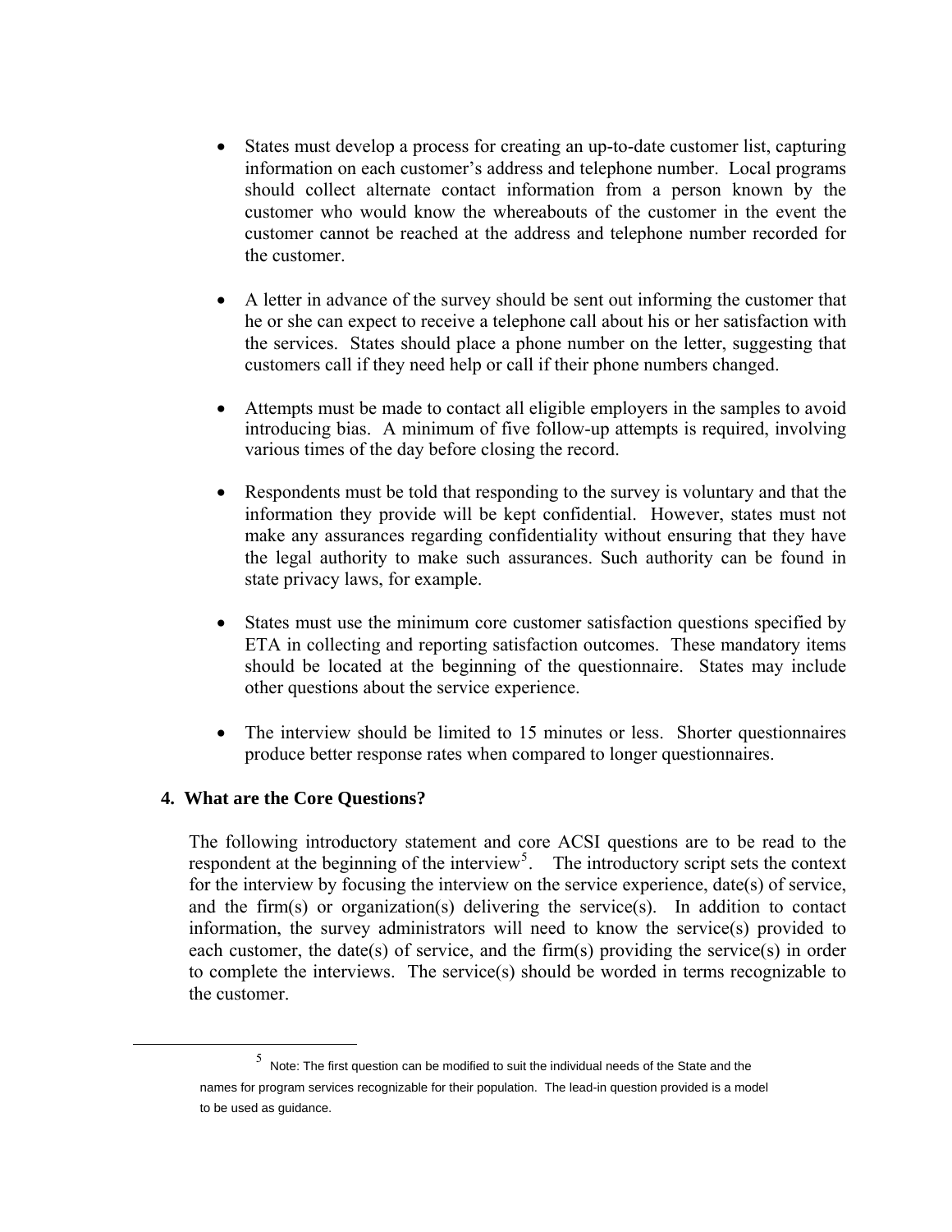- States must develop a process for creating an up-to-date customer list, capturing information on each customer's address and telephone number. Local programs should collect alternate contact information from a person known by the customer who would know the whereabouts of the customer in the event the customer cannot be reached at the address and telephone number recorded for the customer.

- A letter in advance of the survey should be sent out informing the customer that he or she can expect to receive a telephone call about his or her satisfaction with the services. States should place a phone number on the letter, suggesting that customers call if they need help or call if their phone numbers changed.

- Attempts must be made to contact all eligible employers in the samples to avoid introducing bias. A minimum of five follow-up attempts is required, involving various times of the day before closing the record.

- Respondents must be told that responding to the survey is voluntary and that the information they provide will be kept confidential. However, states must not make any assurances regarding confidentiality without ensuring that they have the legal authority to make such assurances. Such authority can be found in state privacy laws, for example.

- States must use the minimum core customer satisfaction questions specified by ETA in collecting and reporting satisfaction outcomes. These mandatory items should be located at the beginning of the questionnaire. States may include other questions about the service experience.

- The interview should be limited to 15 minutes or less. Shorter questionnaires produce better response rates when compared to longer questionnaires.

## 4. What are the Core Questions?

The following introductory statement and core ACSI questions are to be read to the respondent at the beginning of the interview[5]. The introductory script sets the context for the interview by focusing the interview on the service experience, date(s) of service, and the firm(s) or organization(s) delivering the service(s). In addition to contact information, the survey administrators will need to know the service(s) provided to each customer, the date(s) of service, and the firm(s) providing the service(s) in order to complete the interviews. The service(s) should be worded in terms recognizable to the customer.

---

[5] Note: The first question can be modified to suit the individual needs of the State and the names for program services recognizable for their population. The lead-in question provided is a model to be used as guidance.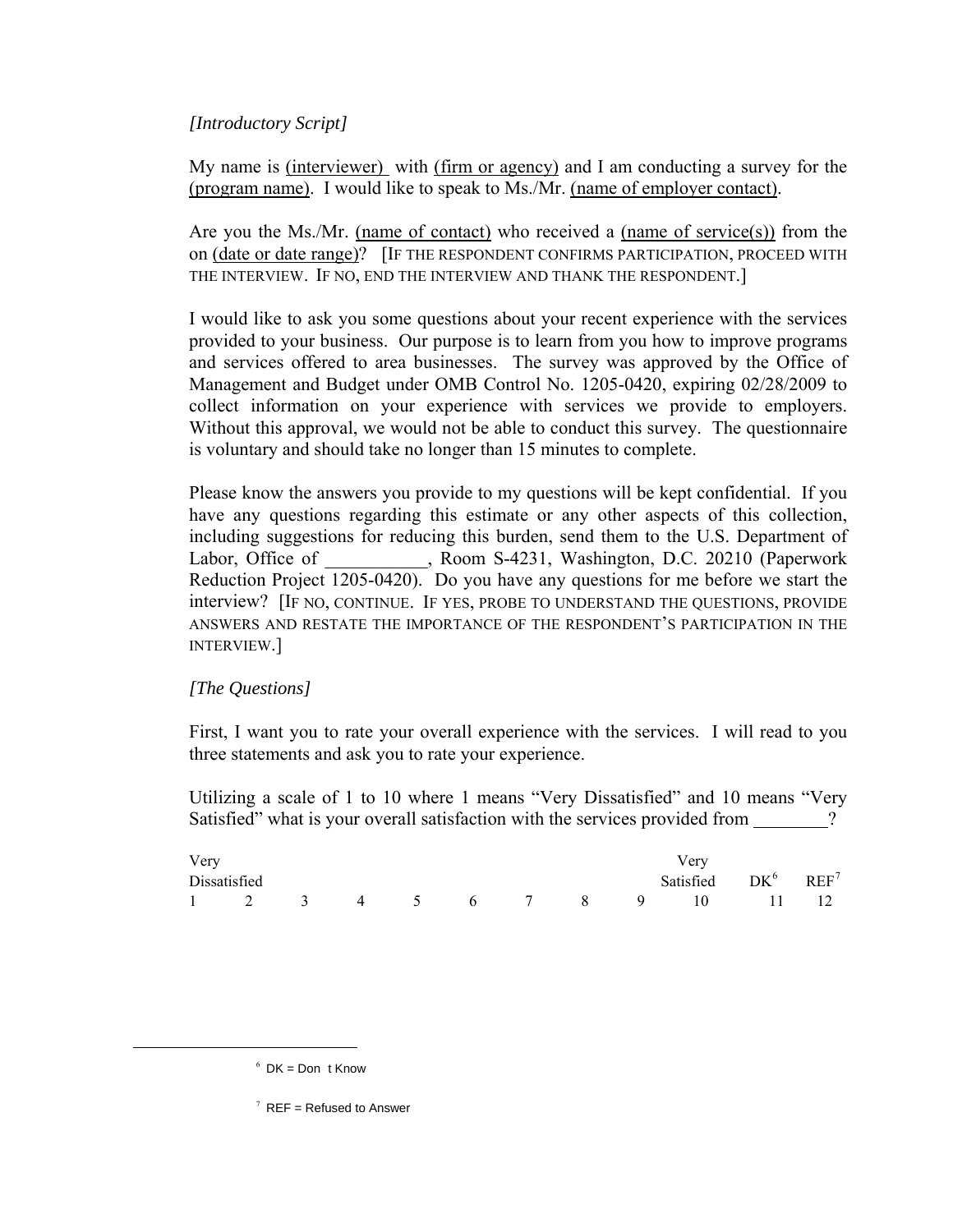*[Introductory Script]*

My name is (interviewer) with (firm or agency) and I am conducting a survey for the (program name). I would like to speak to Ms./Mr. (name of employer contact).

Are you the Ms./Mr. (name of contact) who received a (name of service(s)) from the on (date or date range)? [IF THE RESPONDENT CONFIRMS PARTICIPATION, PROCEED WITH THE INTERVIEW. IF NO, END THE INTERVIEW AND THANK THE RESPONDENT.]

I would like to ask you some questions about your recent experience with the services provided to your business. Our purpose is to learn from you how to improve programs and services offered to area businesses. The survey was approved by the Office of Management and Budget under OMB Control No. 1205-0420, expiring 02/28/2009 to collect information on your experience with services we provide to employers. Without this approval, we would not be able to conduct this survey. The questionnaire is voluntary and should take no longer than 15 minutes to complete.

Please know the answers you provide to my questions will be kept confidential. If you have any questions regarding this estimate or any other aspects of this collection, including suggestions for reducing this burden, send them to the U.S. Department of Labor, Office of ___________, Room S-4231, Washington, D.C. 20210 (Paperwork Reduction Project 1205-0420). Do you have any questions for me before we start the interview? [IF NO, CONTINUE. IF YES, PROBE TO UNDERSTAND THE QUESTIONS, PROVIDE ANSWERS AND RESTATE THE IMPORTANCE OF THE RESPONDENT'S PARTICIPATION IN THE INTERVIEW.]

*[The Questions]*

First, I want you to rate your overall experience with the services. I will read to you three statements and ask you to rate your experience.

Utilizing a scale of 1 to 10 where 1 means "Very Dissatisfied" and 10 means "Very Satisfied" what is your overall satisfaction with the services provided from ________?

| Very Dissatisfied | | | | | | | | | Very Satisfied | DK[6] | REF[7] |
|---|---|---|---|---|---|---|---|---|---|---|---|
| 1 | 2 | 3 | 4 | 5 | 6 | 7 | 8 | 9 | 10 | 11 | 12 |

[6] DK = Don t Know

[7] REF = Refused to Answer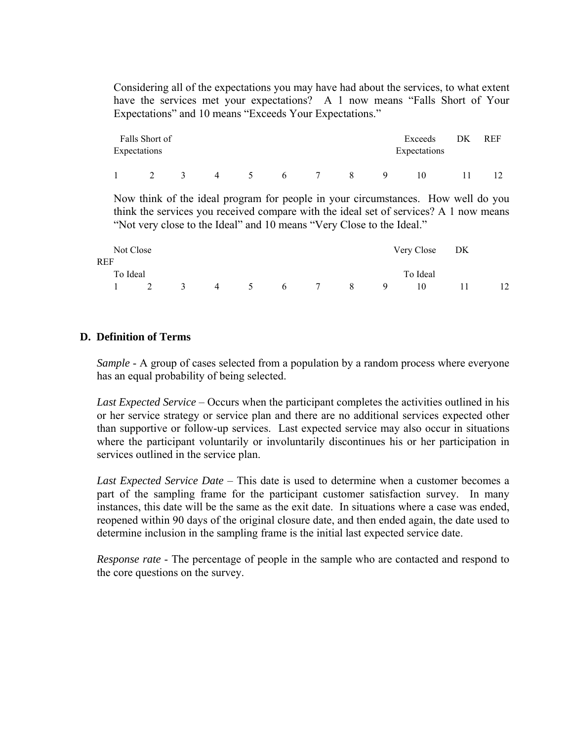Considering all of the expectations you may have had about the services, to what extent have the services met your expectations? A 1 now means "Falls Short of Your Expectations" and 10 means "Exceeds Your Expectations."

| Falls Short of Expectations | | | | | | | | | Exceeds Expectations | DK | REF |
|---|---|---|---|---|---|---|---|---|---|---|---|
| 1 | 2 | 3 | 4 | 5 | 6 | 7 | 8 | 9 | 10 | 11 | 12 |

Now think of the ideal program for people in your circumstances. How well do you think the services you received compare with the ideal set of services? A 1 now means "Not very close to the Ideal" and 10 means "Very Close to the Ideal."

| Not Close To Ideal | | | | | | | | | Very Close To Ideal | DK | REF |
|---|---|---|---|---|---|---|---|---|---|---|---|
| 1 | 2 | 3 | 4 | 5 | 6 | 7 | 8 | 9 | 10 | 11 | 12 |

## D. Definition of Terms

*Sample* - A group of cases selected from a population by a random process where everyone has an equal probability of being selected.

*Last Expected Service* – Occurs when the participant completes the activities outlined in his or her service strategy or service plan and there are no additional services expected other than supportive or follow-up services. Last expected service may also occur in situations where the participant voluntarily or involuntarily discontinues his or her participation in services outlined in the service plan.

*Last Expected Service Date* – This date is used to determine when a customer becomes a part of the sampling frame for the participant customer satisfaction survey. In many instances, this date will be the same as the exit date. In situations where a case was ended, reopened within 90 days of the original closure date, and then ended again, the date used to determine inclusion in the sampling frame is the initial last expected service date.

*Response rate* - The percentage of people in the sample who are contacted and respond to the core questions on the survey.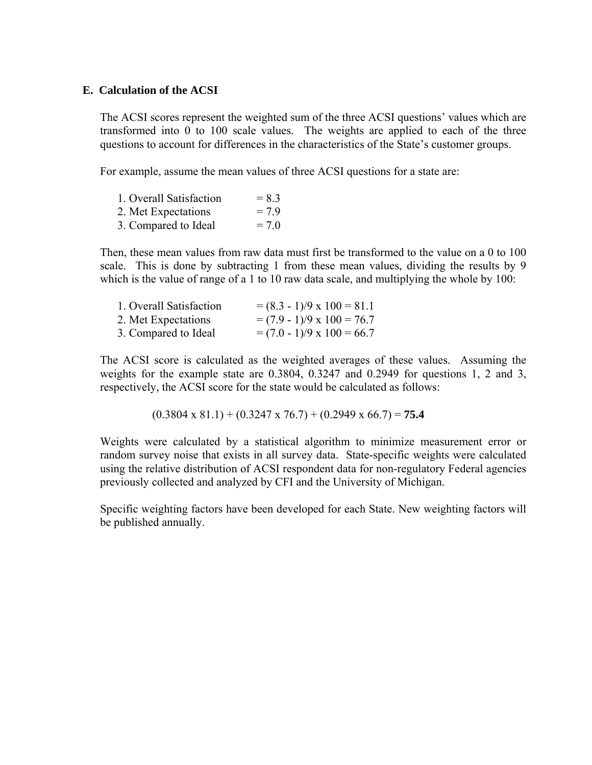## E. Calculation of the ACSI

The ACSI scores represent the weighted sum of the three ACSI questions' values which are transformed into 0 to 100 scale values. The weights are applied to each of the three questions to account for differences in the characteristics of the State's customer groups.

For example, assume the mean values of three ACSI questions for a state are:

1. Overall Satisfaction = 8.3
2. Met Expectations = 7.9
3. Compared to Ideal = 7.0

Then, these mean values from raw data must first be transformed to the value on a 0 to 100 scale. This is done by subtracting 1 from these mean values, dividing the results by 9 which is the value of range of a 1 to 10 raw data scale, and multiplying the whole by 100:

1. Overall Satisfaction $= (8.3 - 1)/9 \times 100 = 81.1$
2. Met Expectations $= (7.9 - 1)/9 \times 100 = 76.7$
3. Compared to Ideal $= (7.0 - 1)/9 \times 100 = 66.7$

The ACSI score is calculated as the weighted averages of these values. Assuming the weights for the example state are 0.3804, 0.3247 and 0.2949 for questions 1, 2 and 3, respectively, the ACSI score for the state would be calculated as follows:

$$(0.3804 \times 81.1) + (0.3247 \times 76.7) + (0.2949 \times 66.7) = \mathbf{75.4}$$

Weights were calculated by a statistical algorithm to minimize measurement error or random survey noise that exists in all survey data. State-specific weights were calculated using the relative distribution of ACSI respondent data for non-regulatory Federal agencies previously collected and analyzed by CFI and the University of Michigan.

Specific weighting factors have been developed for each State. New weighting factors will be published annually.